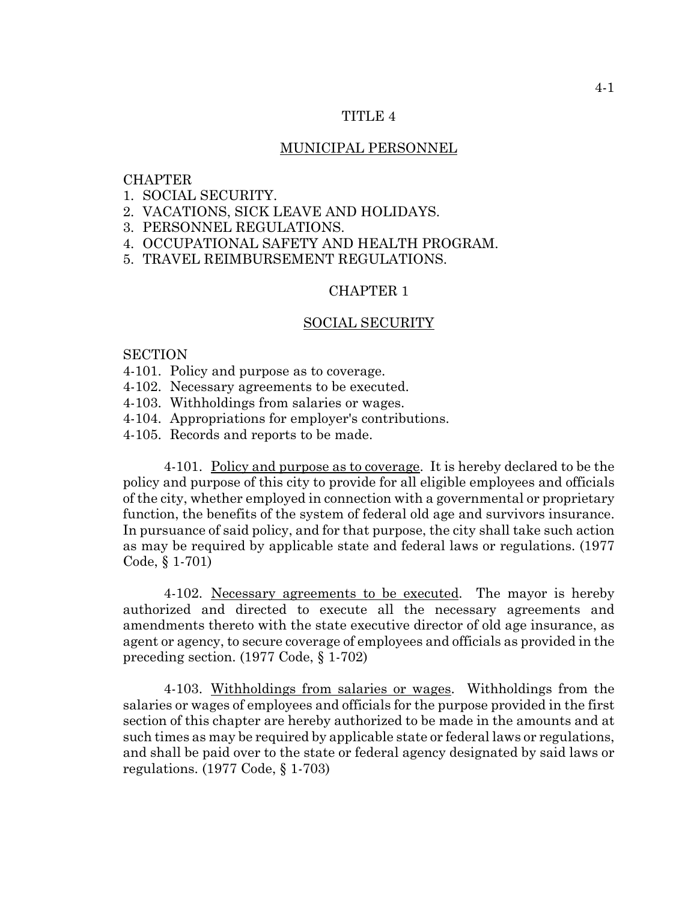# TITLE 4

## MUNICIPAL PERSONNEL

CHAPTER
1. SOCIAL SECURITY.
2. VACATIONS, SICK LEAVE AND HOLIDAYS.
3. PERSONNEL REGULATIONS.
4. OCCUPATIONAL SAFETY AND HEALTH PROGRAM.
5. TRAVEL REIMBURSEMENT REGULATIONS.

## CHAPTER 1

## SOCIAL SECURITY

SECTION
4-101. Policy and purpose as to coverage.
4-102. Necessary agreements to be executed.
4-103. Withholdings from salaries or wages.
4-104. Appropriations for employer's contributions.
4-105. Records and reports to be made.

4-101. Policy and purpose as to coverage. It is hereby declared to be the policy and purpose of this city to provide for all eligible employees and officials of the city, whether employed in connection with a governmental or proprietary function, the benefits of the system of federal old age and survivors insurance. In pursuance of said policy, and for that purpose, the city shall take such action as may be required by applicable state and federal laws or regulations. (1977 Code, § 1-701)

4-102. Necessary agreements to be executed. The mayor is hereby authorized and directed to execute all the necessary agreements and amendments thereto with the state executive director of old age insurance, as agent or agency, to secure coverage of employees and officials as provided in the preceding section. (1977 Code, § 1-702)

4-103. Withholdings from salaries or wages. Withholdings from the salaries or wages of employees and officials for the purpose provided in the first section of this chapter are hereby authorized to be made in the amounts and at such times as may be required by applicable state or federal laws or regulations, and shall be paid over to the state or federal agency designated by said laws or regulations. (1977 Code, § 1-703)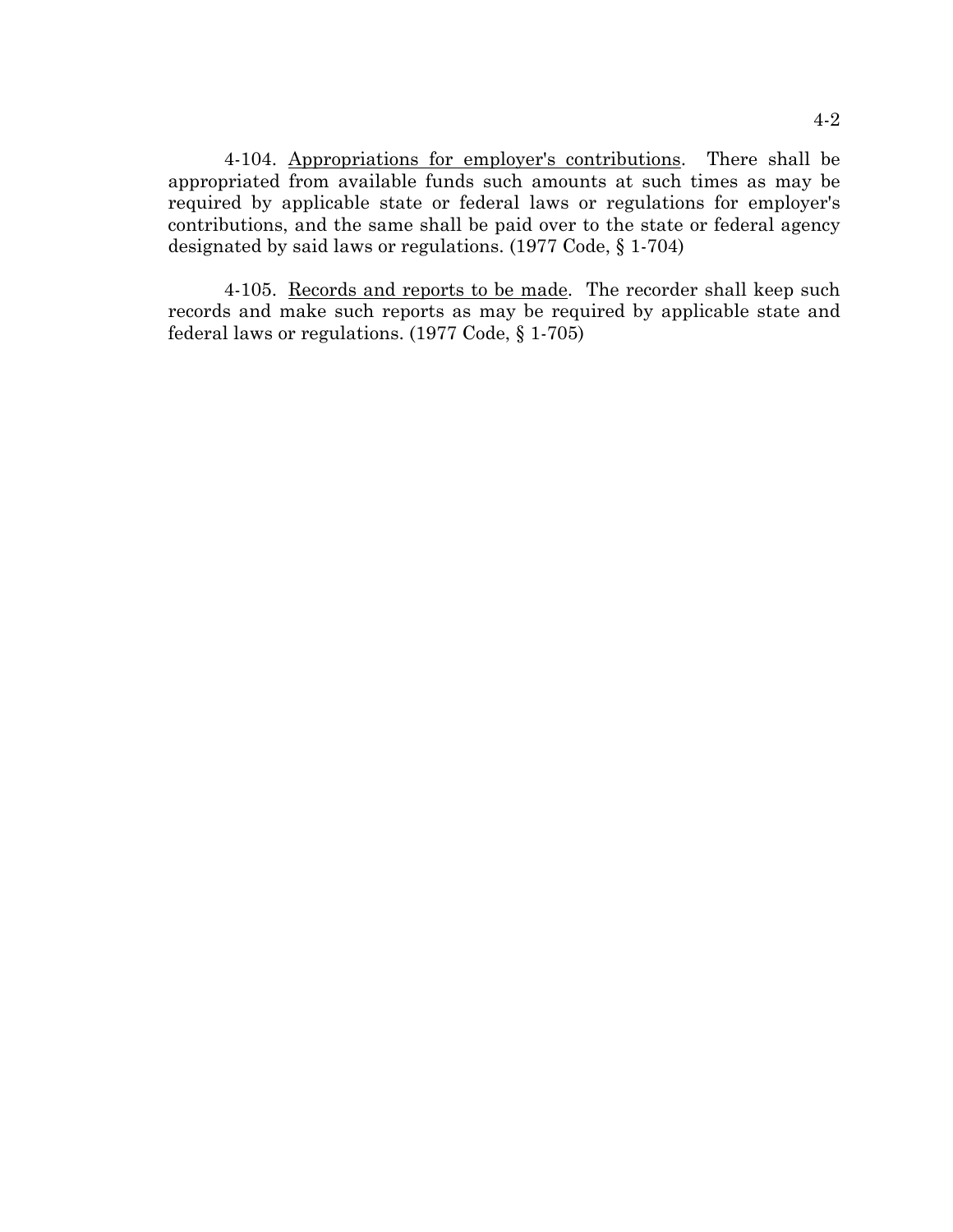4-104. Appropriations for employer's contributions. There shall be appropriated from available funds such amounts at such times as may be required by applicable state or federal laws or regulations for employer's contributions, and the same shall be paid over to the state or federal agency designated by said laws or regulations. (1977 Code, § 1-704)

4-105. Records and reports to be made. The recorder shall keep such records and make such reports as may be required by applicable state and federal laws or regulations. (1977 Code, § 1-705)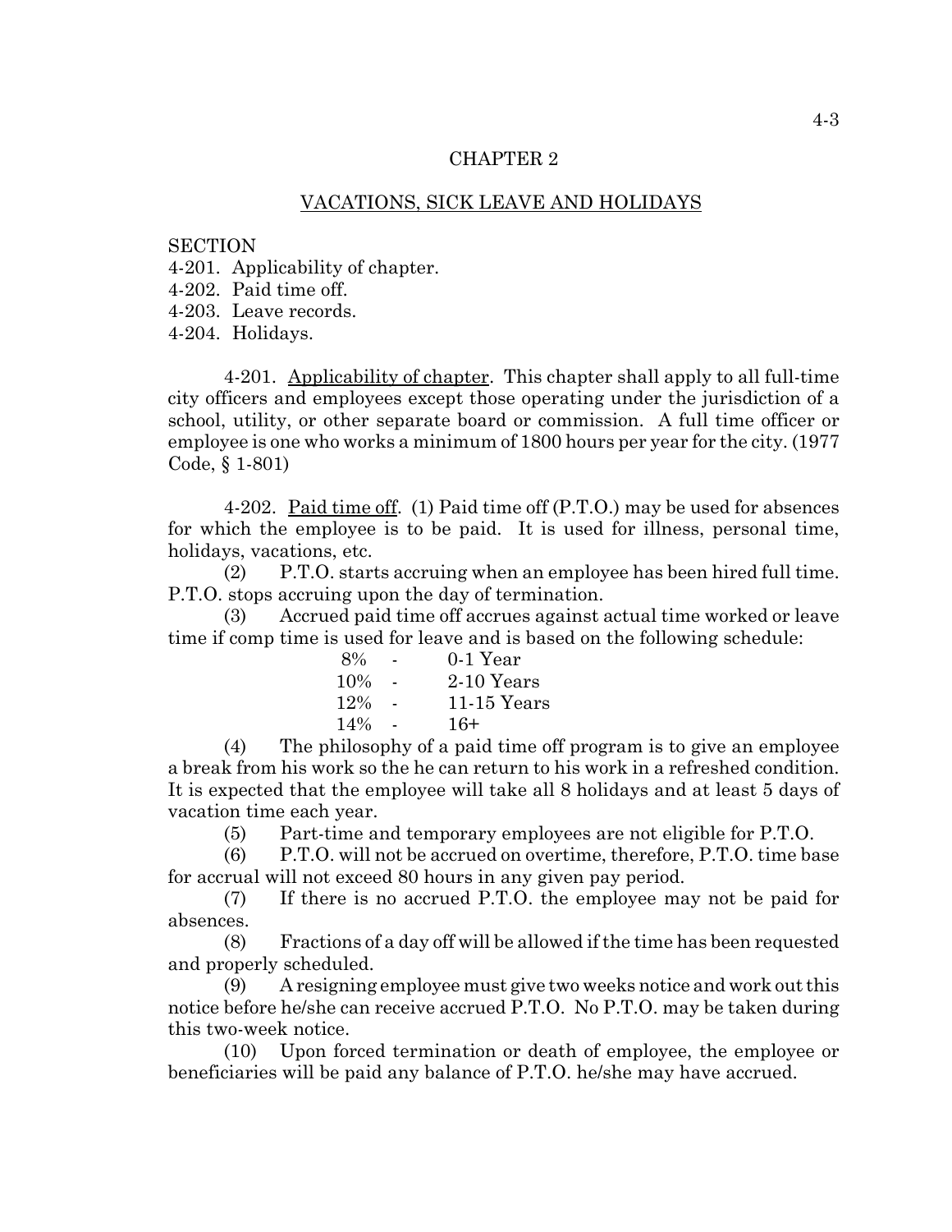## CHAPTER 2

## VACATIONS, SICK LEAVE AND HOLIDAYS

SECTION
4-201. Applicability of chapter.
4-202. Paid time off.
4-203. Leave records.
4-204. Holidays.

4-201. Applicability of chapter. This chapter shall apply to all full-time city officers and employees except those operating under the jurisdiction of a school, utility, or other separate board or commission. A full time officer or employee is one who works a minimum of 1800 hours per year for the city. (1977 Code, § 1-801)

4-202. Paid time off. (1) Paid time off (P.T.O.) may be used for absences for which the employee is to be paid. It is used for illness, personal time, holidays, vacations, etc.

(2) P.T.O. starts accruing when an employee has been hired full time. P.T.O. stops accruing upon the day of termination.

(3) Accrued paid time off accrues against actual time worked or leave time if comp time is used for leave and is based on the following schedule:

| | | |
|---|---|---|
| 8% | - | 0-1 Year |
| 10% | - | 2-10 Years |
| 12% | - | 11-15 Years |
| 14% | - | 16+ |

(4) The philosophy of a paid time off program is to give an employee a break from his work so the he can return to his work in a refreshed condition. It is expected that the employee will take all 8 holidays and at least 5 days of vacation time each year.

(5) Part-time and temporary employees are not eligible for P.T.O.

(6) P.T.O. will not be accrued on overtime, therefore, P.T.O. time base for accrual will not exceed 80 hours in any given pay period.

(7) If there is no accrued P.T.O. the employee may not be paid for absences.

(8) Fractions of a day off will be allowed if the time has been requested and properly scheduled.

(9) A resigning employee must give two weeks notice and work out this notice before he/she can receive accrued P.T.O. No P.T.O. may be taken during this two-week notice.

(10) Upon forced termination or death of employee, the employee or beneficiaries will be paid any balance of P.T.O. he/she may have accrued.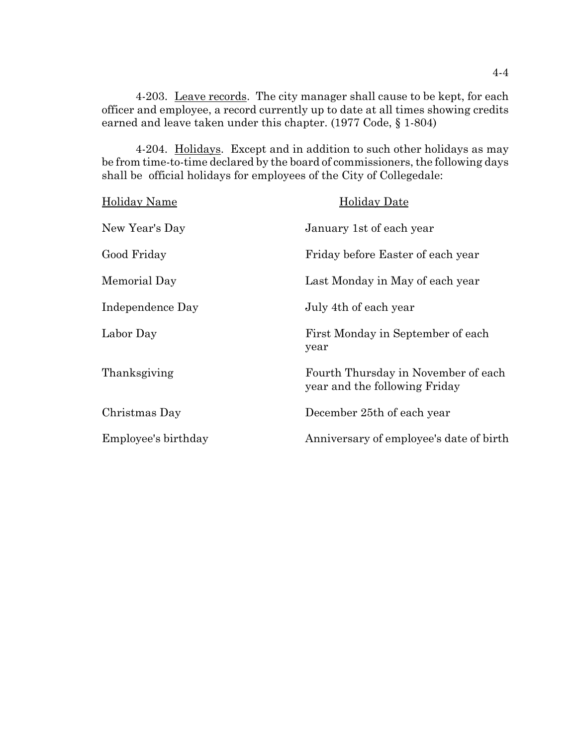4-203. Leave records. The city manager shall cause to be kept, for each officer and employee, a record currently up to date at all times showing credits earned and leave taken under this chapter. (1977 Code, § 1-804)

4-204. Holidays. Except and in addition to such other holidays as may be from time-to-time declared by the board of commissioners, the following days shall be official holidays for employees of the City of Collegedale:

| Holiday Name | Holiday Date |
|---|---|
| New Year's Day | January 1st of each year |
| Good Friday | Friday before Easter of each year |
| Memorial Day | Last Monday in May of each year |
| Independence Day | July 4th of each year |
| Labor Day | First Monday in September of each year |
| Thanksgiving | Fourth Thursday in November of each year and the following Friday |
| Christmas Day | December 25th of each year |
| Employee's birthday | Anniversary of employee's date of birth |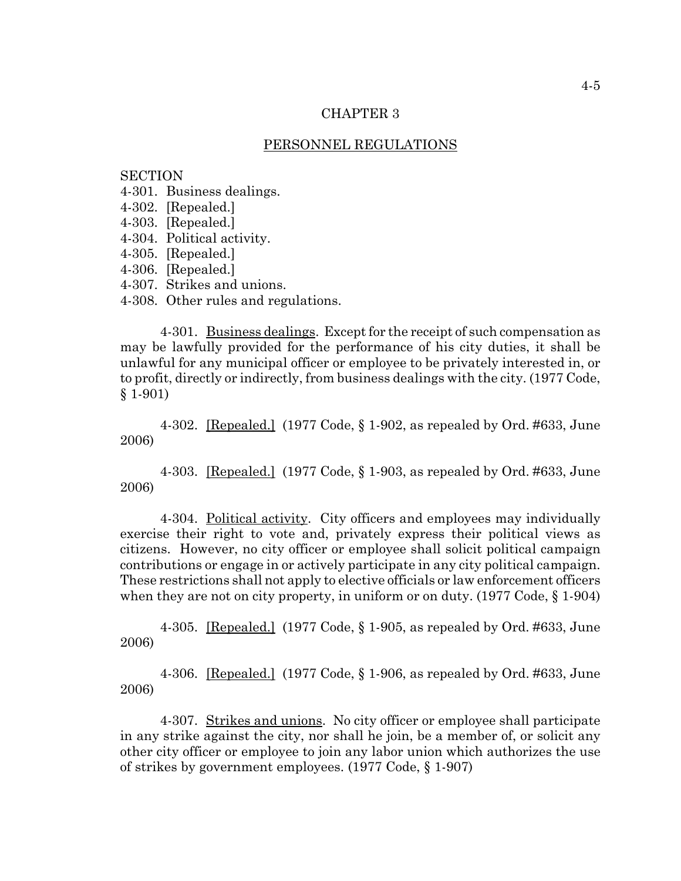# CHAPTER 3

## PERSONNEL REGULATIONS

SECTION
4-301. Business dealings.
4-302. [Repealed.]
4-303. [Repealed.]
4-304. Political activity.
4-305. [Repealed.]
4-306. [Repealed.]
4-307. Strikes and unions.
4-308. Other rules and regulations.

4-301. Business dealings. Except for the receipt of such compensation as may be lawfully provided for the performance of his city duties, it shall be unlawful for any municipal officer or employee to be privately interested in, or to profit, directly or indirectly, from business dealings with the city. (1977 Code, § 1-901)

4-302. [Repealed.] (1977 Code, § 1-902, as repealed by Ord. #633, June 2006)

4-303. [Repealed.] (1977 Code, § 1-903, as repealed by Ord. #633, June 2006)

4-304. Political activity. City officers and employees may individually exercise their right to vote and, privately express their political views as citizens. However, no city officer or employee shall solicit political campaign contributions or engage in or actively participate in any city political campaign. These restrictions shall not apply to elective officials or law enforcement officers when they are not on city property, in uniform or on duty. (1977 Code, § 1-904)

4-305. [Repealed.] (1977 Code, § 1-905, as repealed by Ord. #633, June 2006)

4-306. [Repealed.] (1977 Code, § 1-906, as repealed by Ord. #633, June 2006)

4-307. Strikes and unions. No city officer or employee shall participate in any strike against the city, nor shall he join, be a member of, or solicit any other city officer or employee to join any labor union which authorizes the use of strikes by government employees. (1977 Code, § 1-907)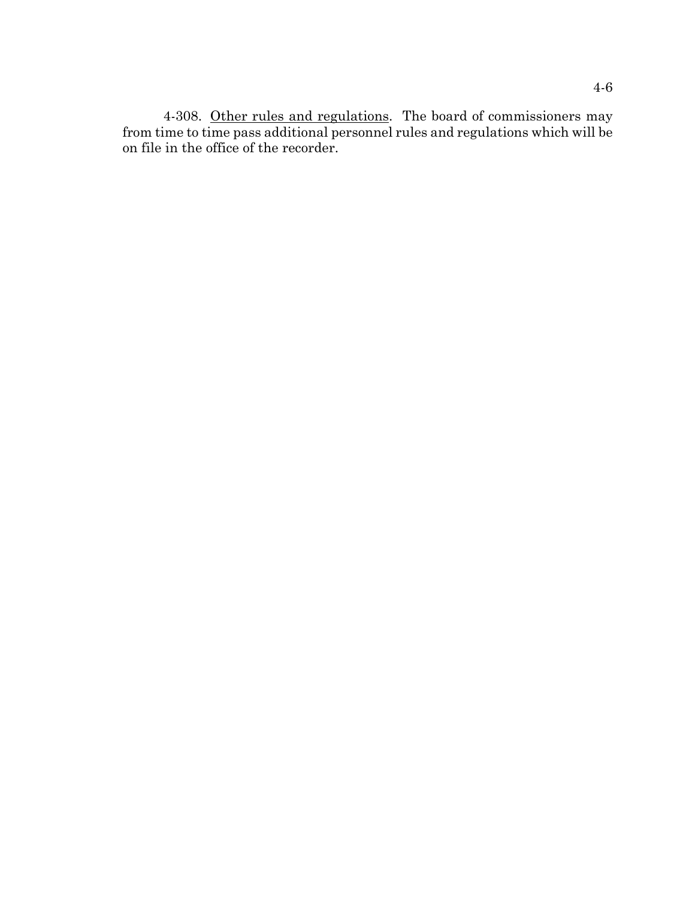4-308. Other rules and regulations. The board of commissioners may from time to time pass additional personnel rules and regulations which will be on file in the office of the recorder.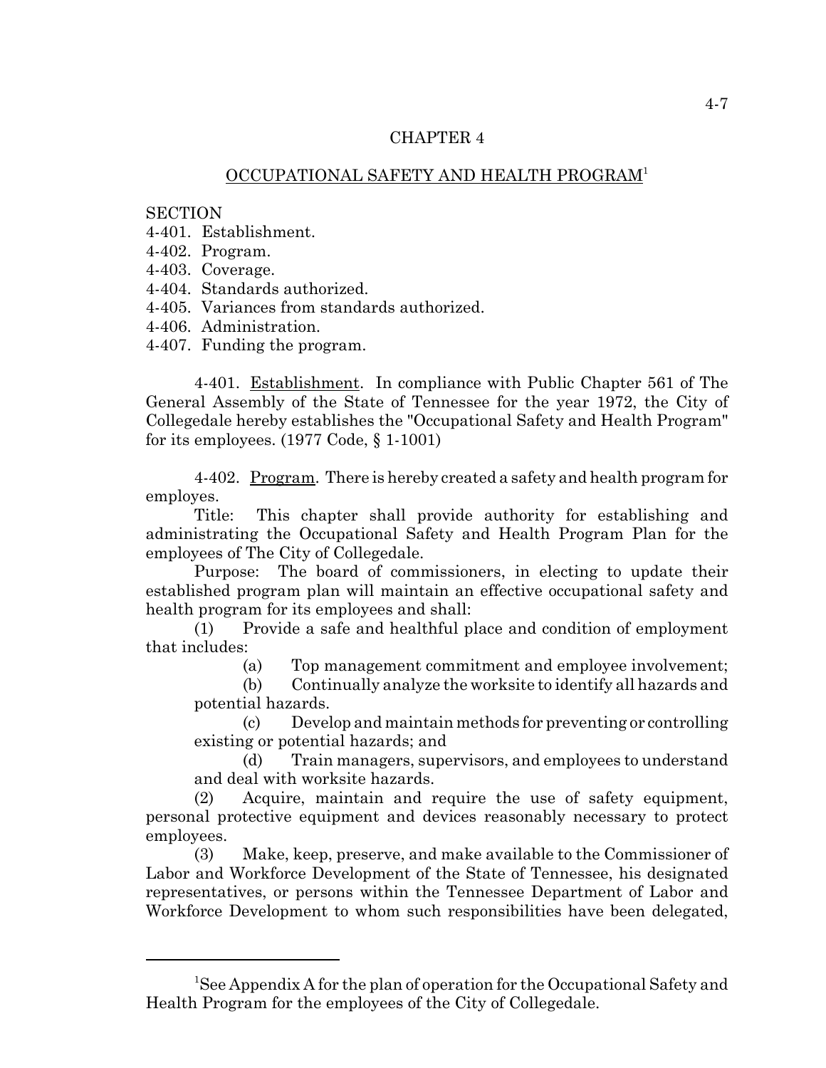# CHAPTER 4

## OCCUPATIONAL SAFETY AND HEALTH PROGRAM[1]

SECTION
4-401. Establishment.
4-402. Program.
4-403. Coverage.
4-404. Standards authorized.
4-405. Variances from standards authorized.
4-406. Administration.
4-407. Funding the program.

4-401. Establishment. In compliance with Public Chapter 561 of The General Assembly of the State of Tennessee for the year 1972, the City of Collegedale hereby establishes the "Occupational Safety and Health Program" for its employees. (1977 Code, § 1-1001)

4-402. Program. There is hereby created a safety and health program for employes.

Title: This chapter shall provide authority for establishing and administrating the Occupational Safety and Health Program Plan for the employees of The City of Collegedale.

Purpose: The board of commissioners, in electing to update their established program plan will maintain an effective occupational safety and health program for its employees and shall:

(1) Provide a safe and healthful place and condition of employment that includes:

(a) Top management commitment and employee involvement;

(b) Continually analyze the worksite to identify all hazards and potential hazards.

(c) Develop and maintain methods for preventing or controlling existing or potential hazards; and

(d) Train managers, supervisors, and employees to understand and deal with worksite hazards.

(2) Acquire, maintain and require the use of safety equipment, personal protective equipment and devices reasonably necessary to protect employees.

(3) Make, keep, preserve, and make available to the Commissioner of Labor and Workforce Development of the State of Tennessee, his designated representatives, or persons within the Tennessee Department of Labor and Workforce Development to whom such responsibilities have been delegated,

---

[1]See Appendix A for the plan of operation for the Occupational Safety and Health Program for the employees of the City of Collegedale.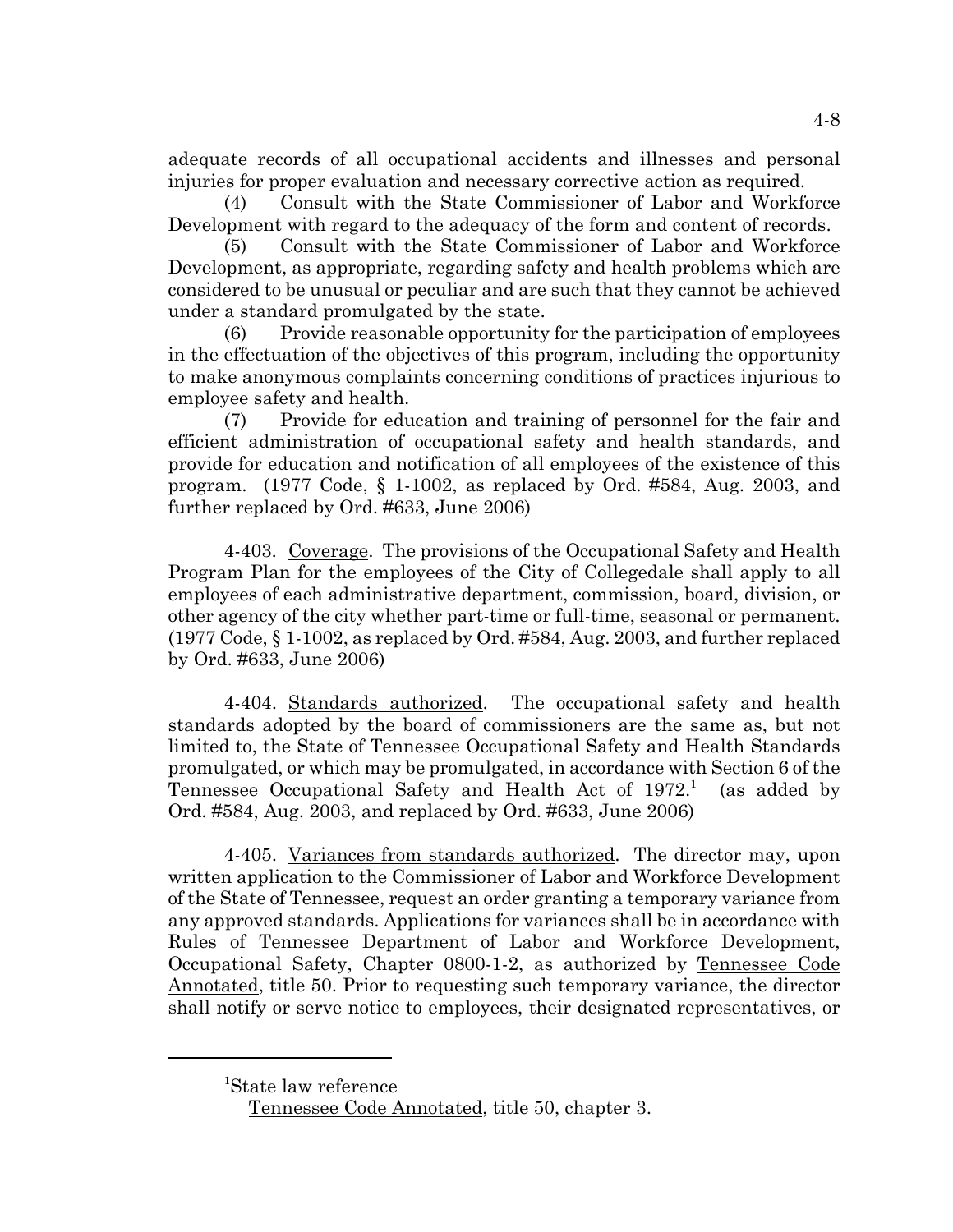adequate records of all occupational accidents and illnesses and personal injuries for proper evaluation and necessary corrective action as required.

(4) Consult with the State Commissioner of Labor and Workforce Development with regard to the adequacy of the form and content of records.

(5) Consult with the State Commissioner of Labor and Workforce Development, as appropriate, regarding safety and health problems which are considered to be unusual or peculiar and are such that they cannot be achieved under a standard promulgated by the state.

(6) Provide reasonable opportunity for the participation of employees in the effectuation of the objectives of this program, including the opportunity to make anonymous complaints concerning conditions of practices injurious to employee safety and health.

(7) Provide for education and training of personnel for the fair and efficient administration of occupational safety and health standards, and provide for education and notification of all employees of the existence of this program. (1977 Code, § 1-1002, as replaced by Ord. #584, Aug. 2003, and further replaced by Ord. #633, June 2006)

4-403. Coverage. The provisions of the Occupational Safety and Health Program Plan for the employees of the City of Collegedale shall apply to all employees of each administrative department, commission, board, division, or other agency of the city whether part-time or full-time, seasonal or permanent. (1977 Code, § 1-1002, as replaced by Ord. #584, Aug. 2003, and further replaced by Ord. #633, June 2006)

4-404. Standards authorized. The occupational safety and health standards adopted by the board of commissioners are the same as, but not limited to, the State of Tennessee Occupational Safety and Health Standards promulgated, or which may be promulgated, in accordance with Section 6 of the Tennessee Occupational Safety and Health Act of 1972.[1] (as added by Ord. #584, Aug. 2003, and replaced by Ord. #633, June 2006)

4-405. Variances from standards authorized. The director may, upon written application to the Commissioner of Labor and Workforce Development of the State of Tennessee, request an order granting a temporary variance from any approved standards. Applications for variances shall be in accordance with Rules of Tennessee Department of Labor and Workforce Development, Occupational Safety, Chapter 0800-1-2, as authorized by Tennessee Code Annotated, title 50. Prior to requesting such temporary variance, the director shall notify or serve notice to employees, their designated representatives, or

---

[1] State law reference

Tennessee Code Annotated, title 50, chapter 3.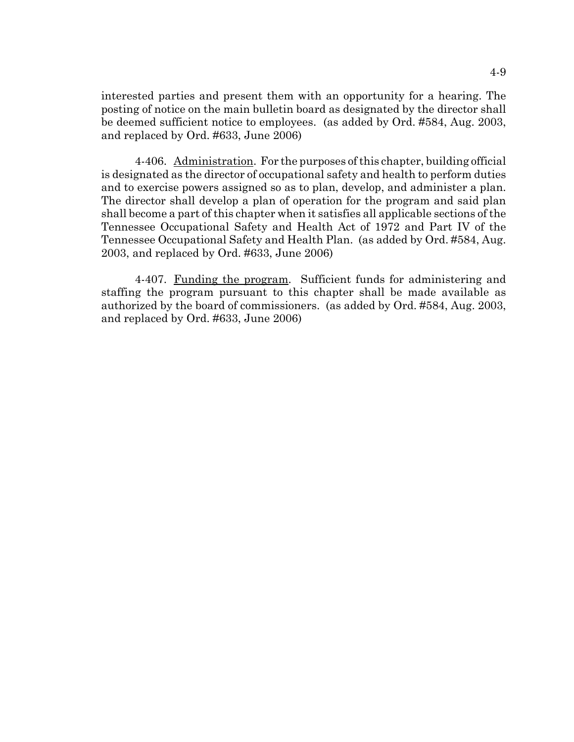interested parties and present them with an opportunity for a hearing. The posting of notice on the main bulletin board as designated by the director shall be deemed sufficient notice to employees. (as added by Ord. #584, Aug. 2003, and replaced by Ord. #633, June 2006)

4-406. Administration. For the purposes of this chapter, building official is designated as the director of occupational safety and health to perform duties and to exercise powers assigned so as to plan, develop, and administer a plan. The director shall develop a plan of operation for the program and said plan shall become a part of this chapter when it satisfies all applicable sections of the Tennessee Occupational Safety and Health Act of 1972 and Part IV of the Tennessee Occupational Safety and Health Plan. (as added by Ord. #584, Aug. 2003, and replaced by Ord. #633, June 2006)

4-407. Funding the program. Sufficient funds for administering and staffing the program pursuant to this chapter shall be made available as authorized by the board of commissioners. (as added by Ord. #584, Aug. 2003, and replaced by Ord. #633, June 2006)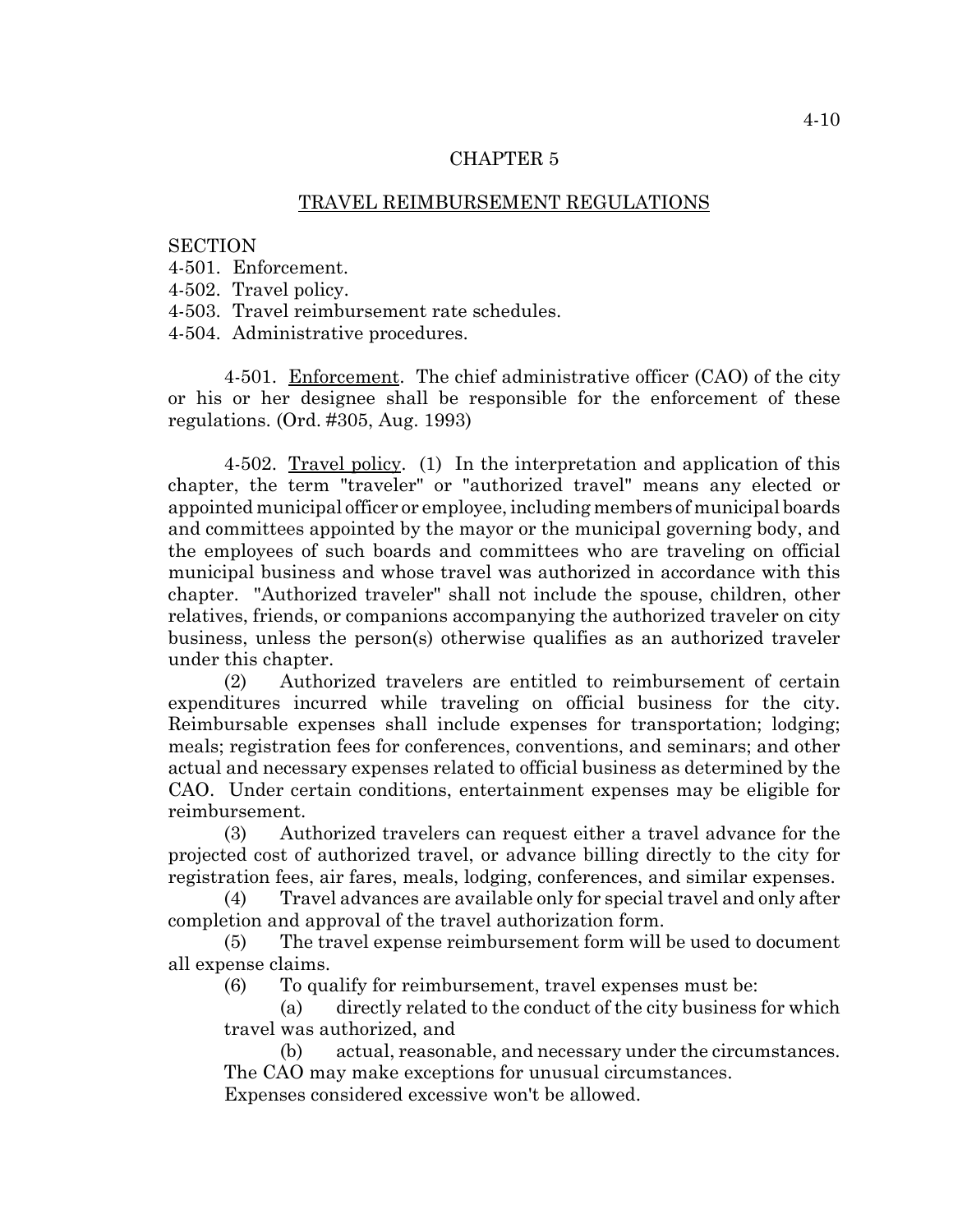## CHAPTER 5

## TRAVEL REIMBURSEMENT REGULATIONS

SECTION
4-501. Enforcement.
4-502. Travel policy.
4-503. Travel reimbursement rate schedules.
4-504. Administrative procedures.

4-501. Enforcement. The chief administrative officer (CAO) of the city or his or her designee shall be responsible for the enforcement of these regulations. (Ord. #305, Aug. 1993)

4-502. Travel policy. (1) In the interpretation and application of this chapter, the term "traveler" or "authorized travel" means any elected or appointed municipal officer or employee, including members of municipal boards and committees appointed by the mayor or the municipal governing body, and the employees of such boards and committees who are traveling on official municipal business and whose travel was authorized in accordance with this chapter. "Authorized traveler" shall not include the spouse, children, other relatives, friends, or companions accompanying the authorized traveler on city business, unless the person(s) otherwise qualifies as an authorized traveler under this chapter.

(2) Authorized travelers are entitled to reimbursement of certain expenditures incurred while traveling on official business for the city. Reimbursable expenses shall include expenses for transportation; lodging; meals; registration fees for conferences, conventions, and seminars; and other actual and necessary expenses related to official business as determined by the CAO. Under certain conditions, entertainment expenses may be eligible for reimbursement.

(3) Authorized travelers can request either a travel advance for the projected cost of authorized travel, or advance billing directly to the city for registration fees, air fares, meals, lodging, conferences, and similar expenses.

(4) Travel advances are available only for special travel and only after completion and approval of the travel authorization form.

(5) The travel expense reimbursement form will be used to document all expense claims.

(6) To qualify for reimbursement, travel expenses must be:

(a) directly related to the conduct of the city business for which travel was authorized, and

(b) actual, reasonable, and necessary under the circumstances.

The CAO may make exceptions for unusual circumstances.

Expenses considered excessive won't be allowed.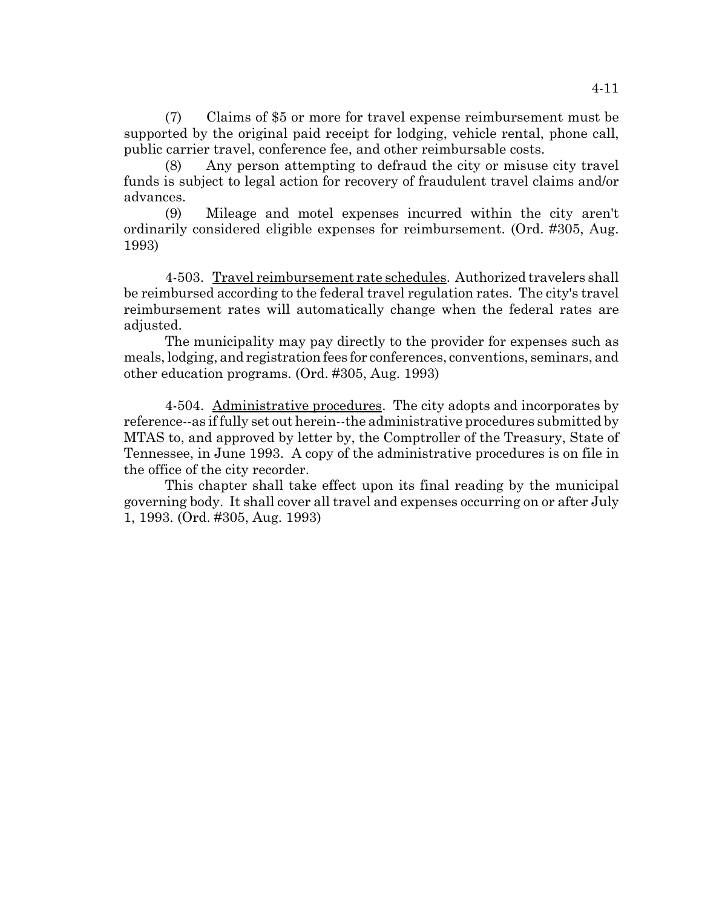(7) Claims of $5 or more for travel expense reimbursement must be supported by the original paid receipt for lodging, vehicle rental, phone call, public carrier travel, conference fee, and other reimbursable costs.

(8) Any person attempting to defraud the city or misuse city travel funds is subject to legal action for recovery of fraudulent travel claims and/or advances.

(9) Mileage and motel expenses incurred within the city aren't ordinarily considered eligible expenses for reimbursement. (Ord. #305, Aug. 1993)

4-503. Travel reimbursement rate schedules. Authorized travelers shall be reimbursed according to the federal travel regulation rates. The city's travel reimbursement rates will automatically change when the federal rates are adjusted.

The municipality may pay directly to the provider for expenses such as meals, lodging, and registration fees for conferences, conventions, seminars, and other education programs. (Ord. #305, Aug. 1993)

4-504. Administrative procedures. The city adopts and incorporates by reference--as if fully set out herein--the administrative procedures submitted by MTAS to, and approved by letter by, the Comptroller of the Treasury, State of Tennessee, in June 1993. A copy of the administrative procedures is on file in the office of the city recorder.

This chapter shall take effect upon its final reading by the municipal governing body. It shall cover all travel and expenses occurring on or after July 1, 1993. (Ord. #305, Aug. 1993)